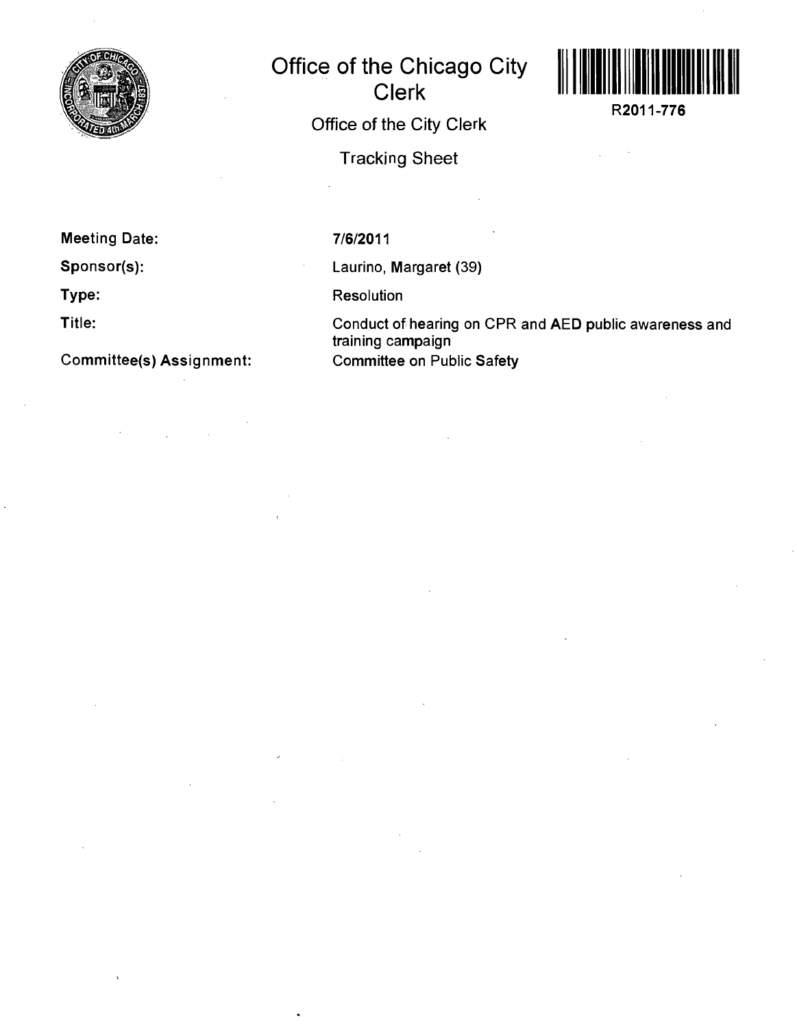# Office of the Chicago City Clerk

R2011-776

Office of the City Clerk

Tracking Sheet

**Meeting Date:** 7/6/2011

**Sponsor(s):** Laurino, Margaret (39)

**Type:** Resolution

**Title:** Conduct of hearing on CPR and AED public awareness and training campaign

**Committee(s) Assignment:** Committee on Public Safety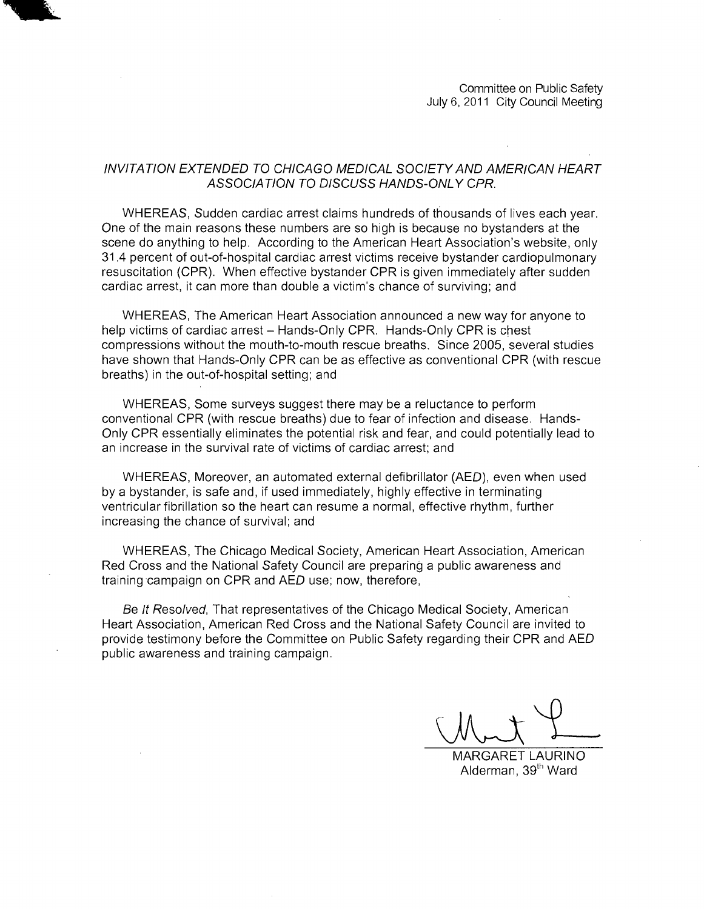Committee on Public Safety
July 6, 2011 City Council Meeting

*INVITATION EXTENDED TO CHICAGO MEDICAL SOCIETY AND AMERICAN HEART ASSOCIATION TO DISCUSS HANDS-ONLY CPR.*

WHEREAS, Sudden cardiac arrest claims hundreds of thousands of lives each year. One of the main reasons these numbers are so high is because no bystanders at the scene do anything to help. According to the American Heart Association's website, only 31.4 percent of out-of-hospital cardiac arrest victims receive bystander cardiopulmonary resuscitation (CPR). When effective bystander CPR is given immediately after sudden cardiac arrest, it can more than double a victim's chance of surviving; and

WHEREAS, The American Heart Association announced a new way for anyone to help victims of cardiac arrest – Hands-Only CPR. Hands-Only CPR is chest compressions without the mouth-to-mouth rescue breaths. Since 2005, several studies have shown that Hands-Only CPR can be as effective as conventional CPR (with rescue breaths) in the out-of-hospital setting; and

WHEREAS, Some surveys suggest there may be a reluctance to perform conventional CPR (with rescue breaths) due to fear of infection and disease. Hands-Only CPR essentially eliminates the potential risk and fear, and could potentially lead to an increase in the survival rate of victims of cardiac arrest; and

WHEREAS, Moreover, an automated external defibrillator (AED), even when used by a bystander, is safe and, if used immediately, highly effective in terminating ventricular fibrillation so the heart can resume a normal, effective rhythm, further increasing the chance of survival; and

WHEREAS, The Chicago Medical Society, American Heart Association, American Red Cross and the National Safety Council are preparing a public awareness and training campaign on CPR and AED use; now, therefore,

*Be It Resolved*, That representatives of the Chicago Medical Society, American Heart Association, American Red Cross and the National Safety Council are invited to provide testimony before the Committee on Public Safety regarding their CPR and AED public awareness and training campaign.

MARGARET LAURINO
Alderman, 39th Ward